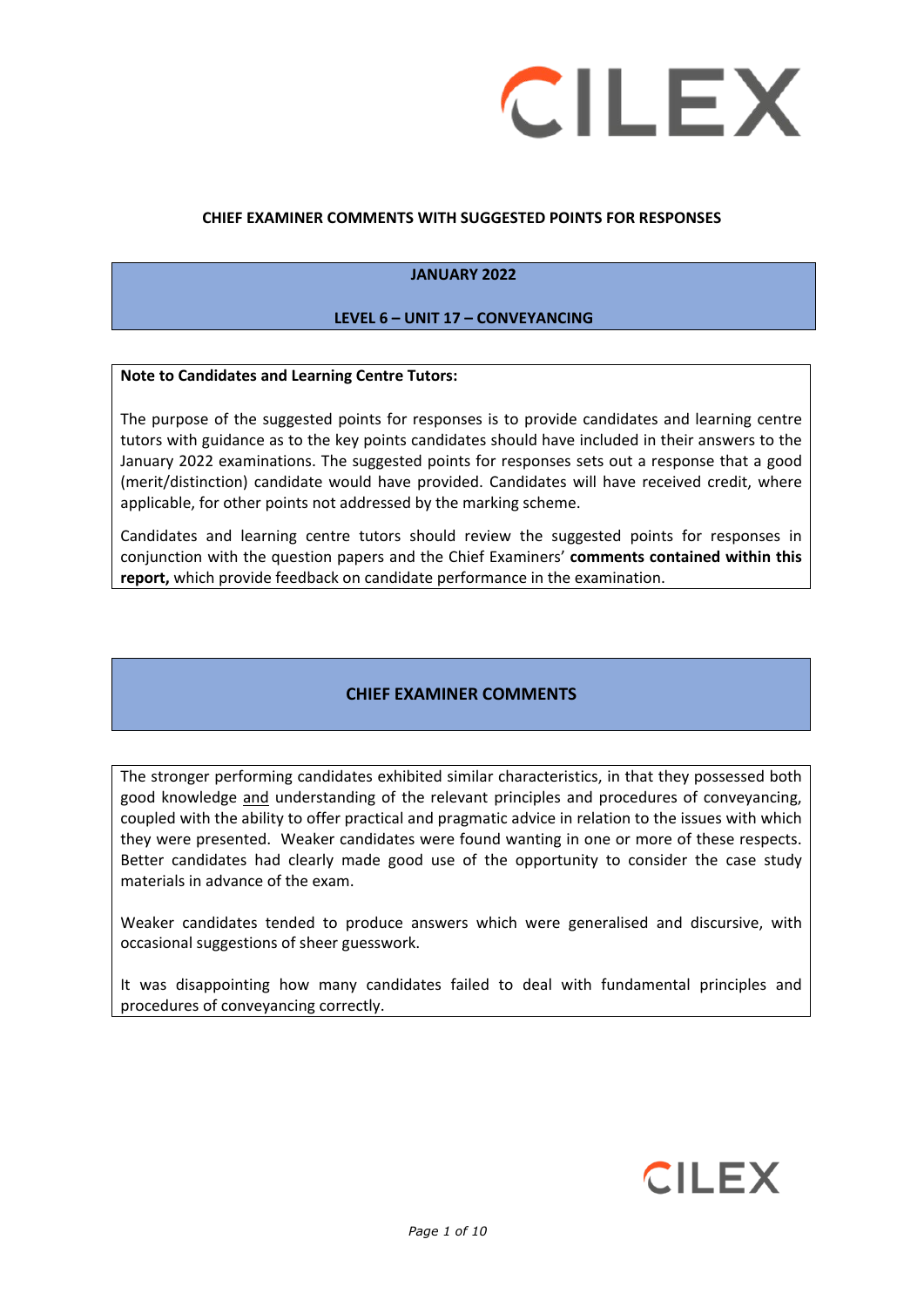**CHIEF EXAMINER COMMENTS WITH SUGGESTED POINTS FOR RESPONSES**

**JANUARY 2022**

**LEVEL 6 – UNIT 17 – CONVEYANCING**

**Note to Candidates and Learning Centre Tutors:**

The purpose of the suggested points for responses is to provide candidates and learning centre tutors with guidance as to the key points candidates should have included in their answers to the January 2022 examinations. The suggested points for responses sets out a response that a good (merit/distinction) candidate would have provided. Candidates will have received credit, where applicable, for other points not addressed by the marking scheme.

Candidates and learning centre tutors should review the suggested points for responses in conjunction with the question papers and the Chief Examiners' **comments contained within this report,** which provide feedback on candidate performance in the examination.

## CHIEF EXAMINER COMMENTS

The stronger performing candidates exhibited similar characteristics, in that they possessed both good knowledge and understanding of the relevant principles and procedures of conveyancing, coupled with the ability to offer practical and pragmatic advice in relation to the issues with which they were presented. Weaker candidates were found wanting in one or more of these respects. Better candidates had clearly made good use of the opportunity to consider the case study materials in advance of the exam.

Weaker candidates tended to produce answers which were generalised and discursive, with occasional suggestions of sheer guesswork.

It was disappointing how many candidates failed to deal with fundamental principles and procedures of conveyancing correctly.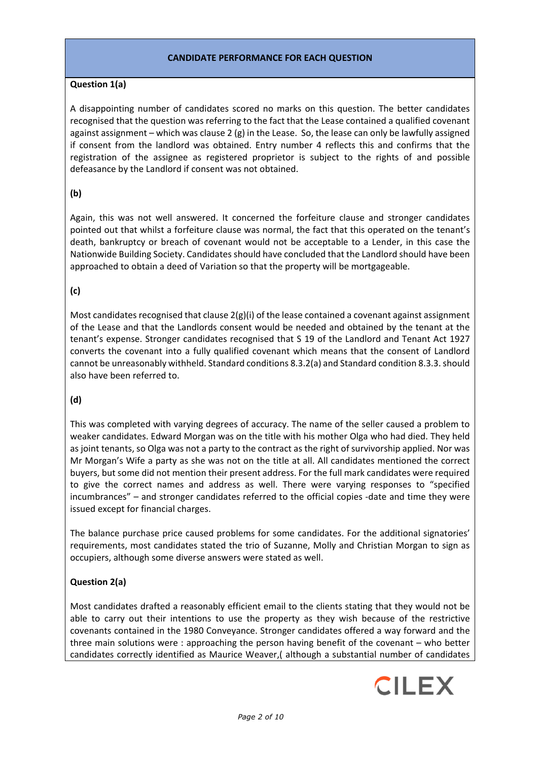## CANDIDATE PERFORMANCE FOR EACH QUESTION

**Question 1(a)**

A disappointing number of candidates scored no marks on this question. The better candidates recognised that the question was referring to the fact that the Lease contained a qualified covenant against assignment – which was clause 2 (g) in the Lease. So, the lease can only be lawfully assigned if consent from the landlord was obtained. Entry number 4 reflects this and confirms that the registration of the assignee as registered proprietor is subject to the rights of and possible defeasance by the Landlord if consent was not obtained.

**(b)**

Again, this was not well answered. It concerned the forfeiture clause and stronger candidates pointed out that whilst a forfeiture clause was normal, the fact that this operated on the tenant's death, bankruptcy or breach of covenant would not be acceptable to a Lender, in this case the Nationwide Building Society. Candidates should have concluded that the Landlord should have been approached to obtain a deed of Variation so that the property will be mortgageable.

**(c)**

Most candidates recognised that clause 2(g)(i) of the lease contained a covenant against assignment of the Lease and that the Landlords consent would be needed and obtained by the tenant at the tenant's expense. Stronger candidates recognised that S 19 of the Landlord and Tenant Act 1927 converts the covenant into a fully qualified covenant which means that the consent of Landlord cannot be unreasonably withheld. Standard conditions 8.3.2(a) and Standard condition 8.3.3. should also have been referred to.

**(d)**

This was completed with varying degrees of accuracy. The name of the seller caused a problem to weaker candidates. Edward Morgan was on the title with his mother Olga who had died. They held as joint tenants, so Olga was not a party to the contract as the right of survivorship applied. Nor was Mr Morgan's Wife a party as she was not on the title at all. All candidates mentioned the correct buyers, but some did not mention their present address. For the full mark candidates were required to give the correct names and address as well. There were varying responses to "specified incumbrances" – and stronger candidates referred to the official copies -date and time they were issued except for financial charges.

The balance purchase price caused problems for some candidates. For the additional signatories' requirements, most candidates stated the trio of Suzanne, Molly and Christian Morgan to sign as occupiers, although some diverse answers were stated as well.

**Question 2(a)**

Most candidates drafted a reasonably efficient email to the clients stating that they would not be able to carry out their intentions to use the property as they wish because of the restrictive covenants contained in the 1980 Conveyance. Stronger candidates offered a way forward and the three main solutions were : approaching the person having benefit of the covenant – who better candidates correctly identified as Maurice Weaver,( although a substantial number of candidates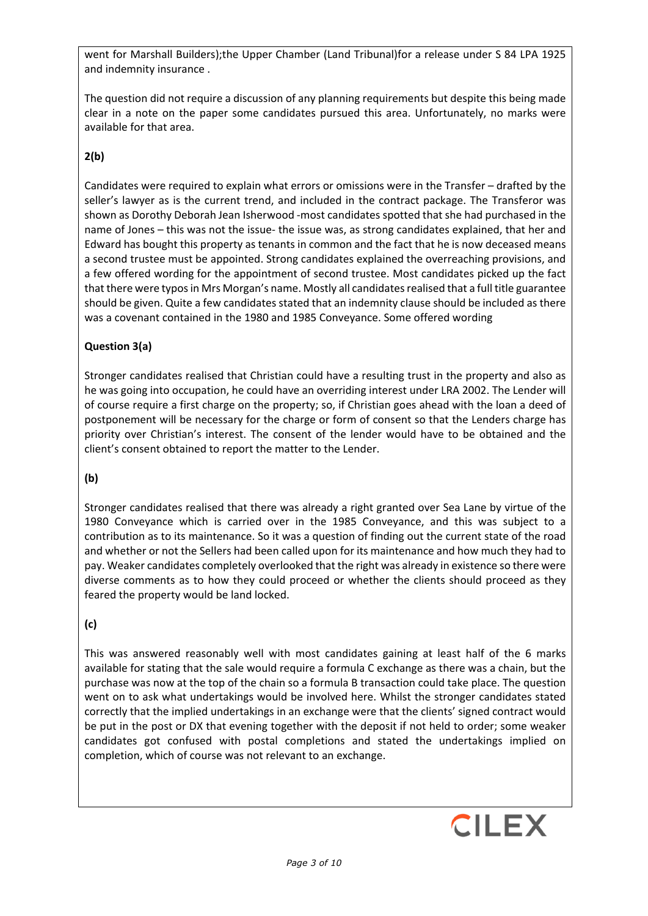went for Marshall Builders);the Upper Chamber (Land Tribunal)for a release under S 84 LPA 1925 and indemnity insurance .

The question did not require a discussion of any planning requirements but despite this being made clear in a note on the paper some candidates pursued this area. Unfortunately, no marks were available for that area.

**2(b)**

Candidates were required to explain what errors or omissions were in the Transfer – drafted by the seller's lawyer as is the current trend, and included in the contract package. The Transferor was shown as Dorothy Deborah Jean Isherwood -most candidates spotted that she had purchased in the name of Jones – this was not the issue- the issue was, as strong candidates explained, that her and Edward has bought this property as tenants in common and the fact that he is now deceased means a second trustee must be appointed. Strong candidates explained the overreaching provisions, and a few offered wording for the appointment of second trustee. Most candidates picked up the fact that there were typos in Mrs Morgan's name. Mostly all candidates realised that a full title guarantee should be given. Quite a few candidates stated that an indemnity clause should be included as there was a covenant contained in the 1980 and 1985 Conveyance. Some offered wording

**Question 3(a)**

Stronger candidates realised that Christian could have a resulting trust in the property and also as he was going into occupation, he could have an overriding interest under LRA 2002. The Lender will of course require a first charge on the property; so, if Christian goes ahead with the loan a deed of postponement will be necessary for the charge or form of consent so that the Lenders charge has priority over Christian's interest. The consent of the lender would have to be obtained and the client's consent obtained to report the matter to the Lender.

**(b)**

Stronger candidates realised that there was already a right granted over Sea Lane by virtue of the 1980 Conveyance which is carried over in the 1985 Conveyance, and this was subject to a contribution as to its maintenance. So it was a question of finding out the current state of the road and whether or not the Sellers had been called upon for its maintenance and how much they had to pay. Weaker candidates completely overlooked that the right was already in existence so there were diverse comments as to how they could proceed or whether the clients should proceed as they feared the property would be land locked.

**(c)**

This was answered reasonably well with most candidates gaining at least half of the 6 marks available for stating that the sale would require a formula C exchange as there was a chain, but the purchase was now at the top of the chain so a formula B transaction could take place. The question went on to ask what undertakings would be involved here. Whilst the stronger candidates stated correctly that the implied undertakings in an exchange were that the clients' signed contract would be put in the post or DX that evening together with the deposit if not held to order; some weaker candidates got confused with postal completions and stated the undertakings implied on completion, which of course was not relevant to an exchange.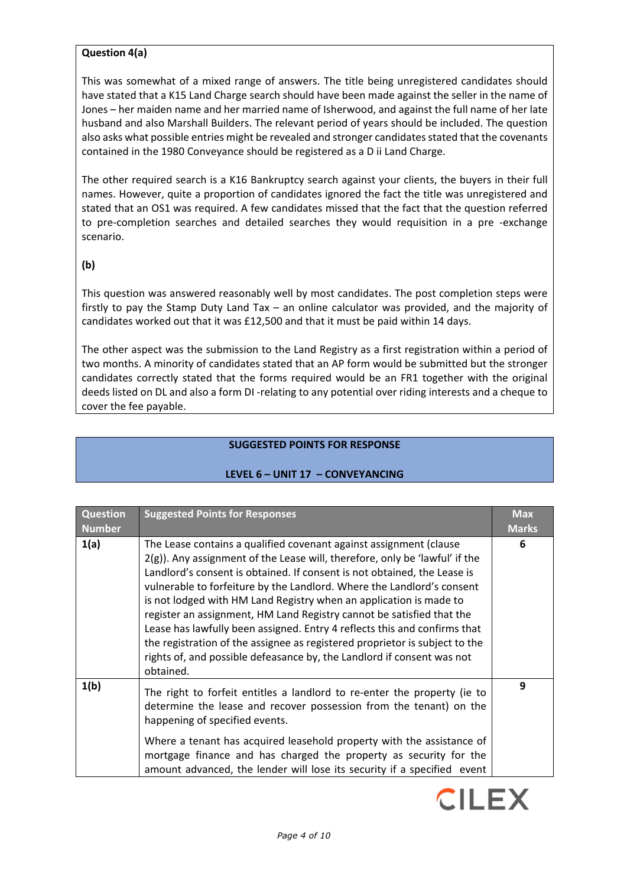**Question 4(a)**

This was somewhat of a mixed range of answers. The title being unregistered candidates should have stated that a K15 Land Charge search should have been made against the seller in the name of Jones – her maiden name and her married name of Isherwood, and against the full name of her late husband and also Marshall Builders. The relevant period of years should be included. The question also asks what possible entries might be revealed and stronger candidates stated that the covenants contained in the 1980 Conveyance should be registered as a D ii Land Charge.

The other required search is a K16 Bankruptcy search against your clients, the buyers in their full names. However, quite a proportion of candidates ignored the fact the title was unregistered and stated that an OS1 was required. A few candidates missed that the fact that the question referred to pre-completion searches and detailed searches they would requisition in a pre -exchange scenario.

**(b)**

This question was answered reasonably well by most candidates. The post completion steps were firstly to pay the Stamp Duty Land Tax – an online calculator was provided, and the majority of candidates worked out that it was £12,500 and that it must be paid within 14 days.

The other aspect was the submission to the Land Registry as a first registration within a period of two months. A minority of candidates stated that an AP form would be submitted but the stronger candidates correctly stated that the forms required would be an FR1 together with the original deeds listed on DL and also a form DI -relating to any potential over riding interests and a cheque to cover the fee payable.

## SUGGESTED POINTS FOR RESPONSE

## LEVEL 6 – UNIT 17 – CONVEYANCING

| Question Number | Suggested Points for Responses | Max Marks |
|---|---|---|
| **1(a)** | The Lease contains a qualified covenant against assignment (clause 2(g)). Any assignment of the Lease will, therefore, only be 'lawful' if the Landlord's consent is obtained. If consent is not obtained, the Lease is vulnerable to forfeiture by the Landlord. Where the Landlord's consent is not lodged with HM Land Registry when an application is made to register an assignment, HM Land Registry cannot be satisfied that the Lease has lawfully been assigned. Entry 4 reflects this and confirms that the registration of the assignee as registered proprietor is subject to the rights of, and possible defeasance by, the Landlord if consent was not obtained. | **6** |
| **1(b)** | The right to forfeit entitles a landlord to re-enter the property (ie to determine the lease and recover possession from the tenant) on the happening of specified events.<br><br>Where a tenant has acquired leasehold property with the assistance of mortgage finance and has charged the property as security for the amount advanced, the lender will lose its security if a specified event | **9** |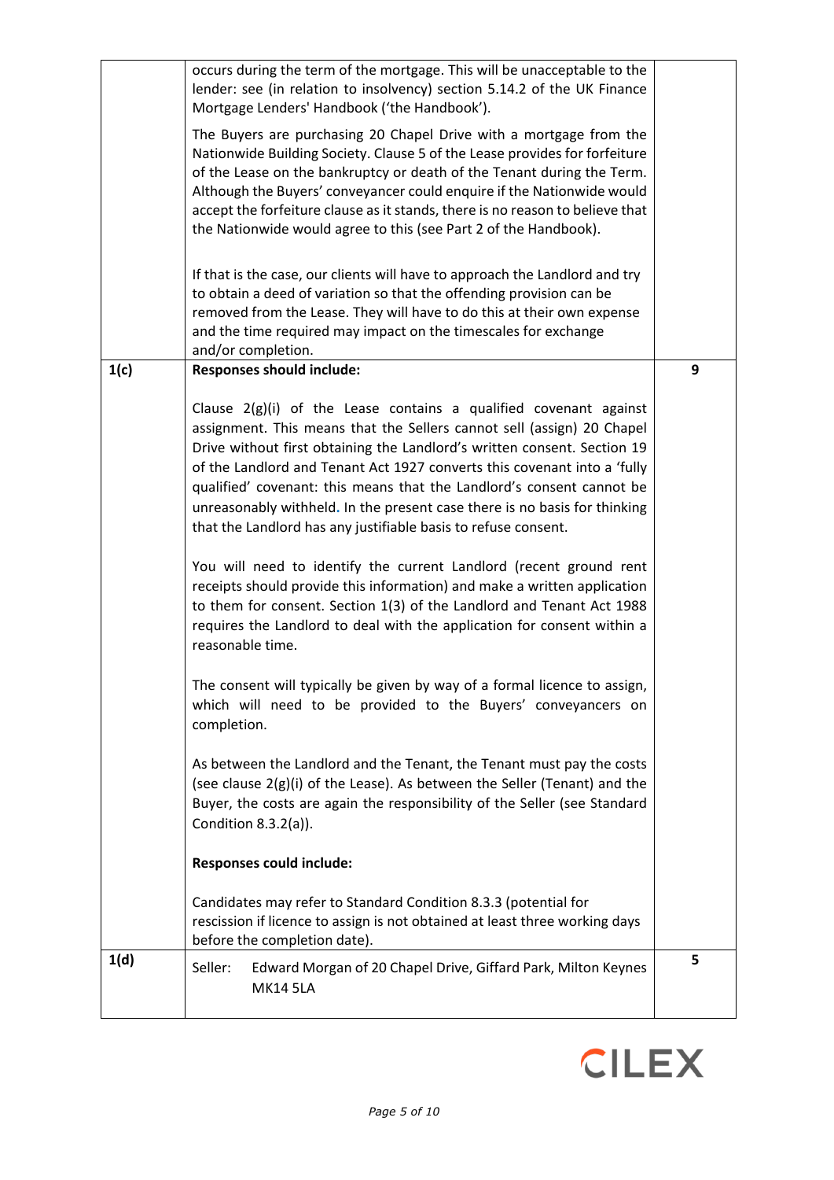| | | |
|---|---|---|
| | occurs during the term of the mortgage. This will be unacceptable to the lender: see (in relation to insolvency) section 5.14.2 of the UK Finance Mortgage Lenders' Handbook ('the Handbook').<br><br>The Buyers are purchasing 20 Chapel Drive with a mortgage from the Nationwide Building Society. Clause 5 of the Lease provides for forfeiture of the Lease on the bankruptcy or death of the Tenant during the Term. Although the Buyers' conveyancer could enquire if the Nationwide would accept the forfeiture clause as it stands, there is no reason to believe that the Nationwide would agree to this (see Part 2 of the Handbook).<br><br>If that is the case, our clients will have to approach the Landlord and try to obtain a deed of variation so that the offending provision can be removed from the Lease. They will have to do this at their own expense and the time required may impact on the timescales for exchange and/or completion. | |
| **1(c)** | **Responses should include:**<br><br>Clause 2(g)(i) of the Lease contains a qualified covenant against assignment. This means that the Sellers cannot sell (assign) 20 Chapel Drive without first obtaining the Landlord's written consent. Section 19 of the Landlord and Tenant Act 1927 converts this covenant into a 'fully qualified' covenant: this means that the Landlord's consent cannot be unreasonably withheld. In the present case there is no basis for thinking that the Landlord has any justifiable basis to refuse consent.<br><br>You will need to identify the current Landlord (recent ground rent receipts should provide this information) and make a written application to them for consent. Section 1(3) of the Landlord and Tenant Act 1988 requires the Landlord to deal with the application for consent within a reasonable time.<br><br>The consent will typically be given by way of a formal licence to assign, which will need to be provided to the Buyers' conveyancers on completion.<br><br>As between the Landlord and the Tenant, the Tenant must pay the costs (see clause 2(g)(i) of the Lease). As between the Seller (Tenant) and the Buyer, the costs are again the responsibility of the Seller (see Standard Condition 8.3.2(a)).<br><br>**Responses could include:**<br><br>Candidates may refer to Standard Condition 8.3.3 (potential for rescission if licence to assign is not obtained at least three working days before the completion date). | 9 |
| **1(d)** | Seller: Edward Morgan of 20 Chapel Drive, Giffard Park, Milton Keynes MK14 5LA | 5 |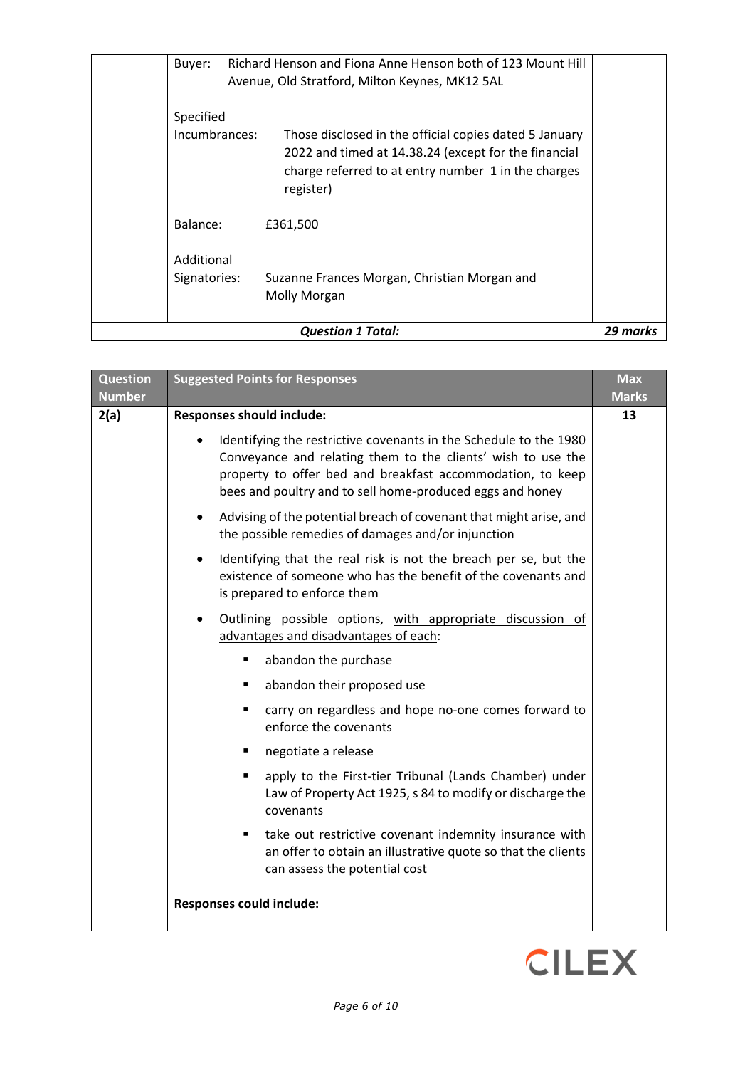| | | |
|---|---|---|
| | Buyer: Richard Henson and Fiona Anne Henson both of 123 Mount Hill Avenue, Old Stratford, Milton Keynes, MK12 5AL<br><br>Specified Incumbrances: Those disclosed in the official copies dated 5 January 2022 and timed at 14.38.24 (except for the financial charge referred to at entry number 1 in the charges register)<br><br>Balance: £361,500<br><br>Additional Signatories: Suzanne Frances Morgan, Christian Morgan and Molly Morgan | |
| | ***Question 1 Total:*** | ***29 marks*** |

| Question Number | Suggested Points for Responses | Max Marks |
|---|---|---|
| **2(a)** | **Responses should include:**<br><br>• Identifying the restrictive covenants in the Schedule to the 1980 Conveyance and relating them to the clients' wish to use the property to offer bed and breakfast accommodation, to keep bees and poultry and to sell home-produced eggs and honey<br><br>• Advising of the potential breach of covenant that might arise, and the possible remedies of damages and/or injunction<br><br>• Identifying that the real risk is not the breach per se, but the existence of someone who has the benefit of the covenants and is prepared to enforce them<br><br>• Outlining possible options, <u>with appropriate discussion of advantages and disadvantages of each</u>:<br>&nbsp;&nbsp;▪ abandon the purchase<br>&nbsp;&nbsp;▪ abandon their proposed use<br>&nbsp;&nbsp;▪ carry on regardless and hope no-one comes forward to enforce the covenants<br>&nbsp;&nbsp;▪ negotiate a release<br>&nbsp;&nbsp;▪ apply to the First-tier Tribunal (Lands Chamber) under Law of Property Act 1925, s 84 to modify or discharge the covenants<br>&nbsp;&nbsp;▪ take out restrictive covenant indemnity insurance with an offer to obtain an illustrative quote so that the clients can assess the potential cost<br><br>**Responses could include:** | **13** |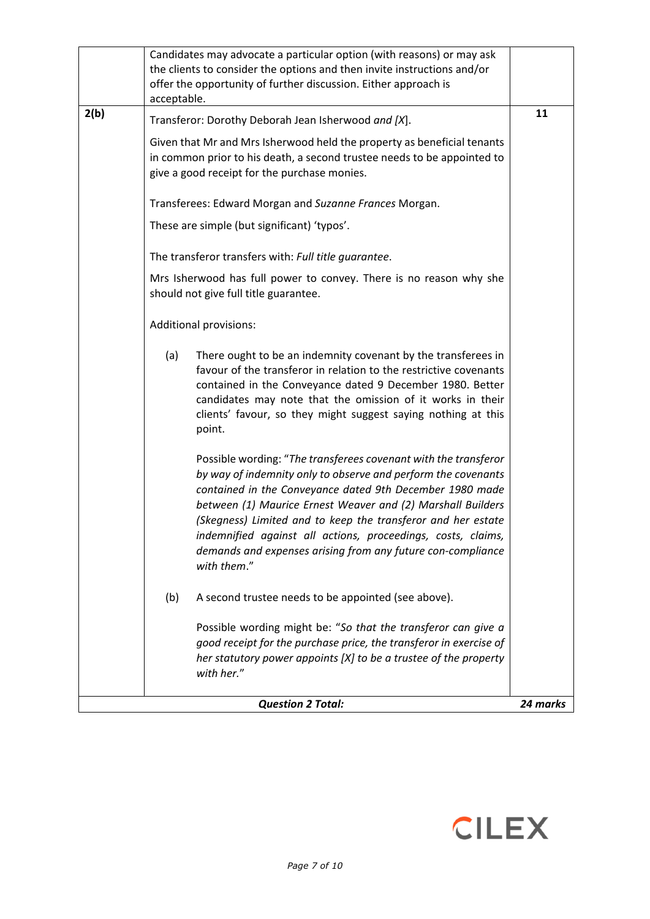| | | |
|---|---|---|
| | Candidates may advocate a particular option (with reasons) or may ask the clients to consider the options and then invite instructions and/or offer the opportunity of further discussion. Either approach is acceptable. | |
| **2(b)** | Transferor: Dorothy Deborah Jean Isherwood *and [X]*.<br><br>Given that Mr and Mrs Isherwood held the property as beneficial tenants in common prior to his death, a second trustee needs to be appointed to give a good receipt for the purchase monies.<br><br>Transferees: Edward Morgan and *Suzanne Frances* Morgan.<br><br>These are simple (but significant) 'typos'.<br><br>The transferor transfers with: *Full title guarantee*.<br><br>Mrs Isherwood has full power to convey. There is no reason why she should not give full title guarantee.<br><br>Additional provisions:<br><br>(a) There ought to be an indemnity covenant by the transferees in favour of the transferor in relation to the restrictive covenants contained in the Conveyance dated 9 December 1980. Better candidates may note that the omission of it works in their clients' favour, so they might suggest saying nothing at this point.<br><br>Possible wording: "*The transferees covenant with the transferor by way of indemnity only to observe and perform the covenants contained in the Conveyance dated 9th December 1980 made between (1) Maurice Ernest Weaver and (2) Marshall Builders (Skegness) Limited and to keep the transferor and her estate indemnified against all actions, proceedings, costs, claims, demands and expenses arising from any future con-compliance with them*."<br><br>(b) A second trustee needs to be appointed (see above).<br><br>Possible wording might be: "*So that the transferor can give a good receipt for the purchase price, the transferor in exercise of her statutory power appoints [X] to be a trustee of the property with her*." | **11** |
| | ***Question 2 Total:*** | ***24 marks*** |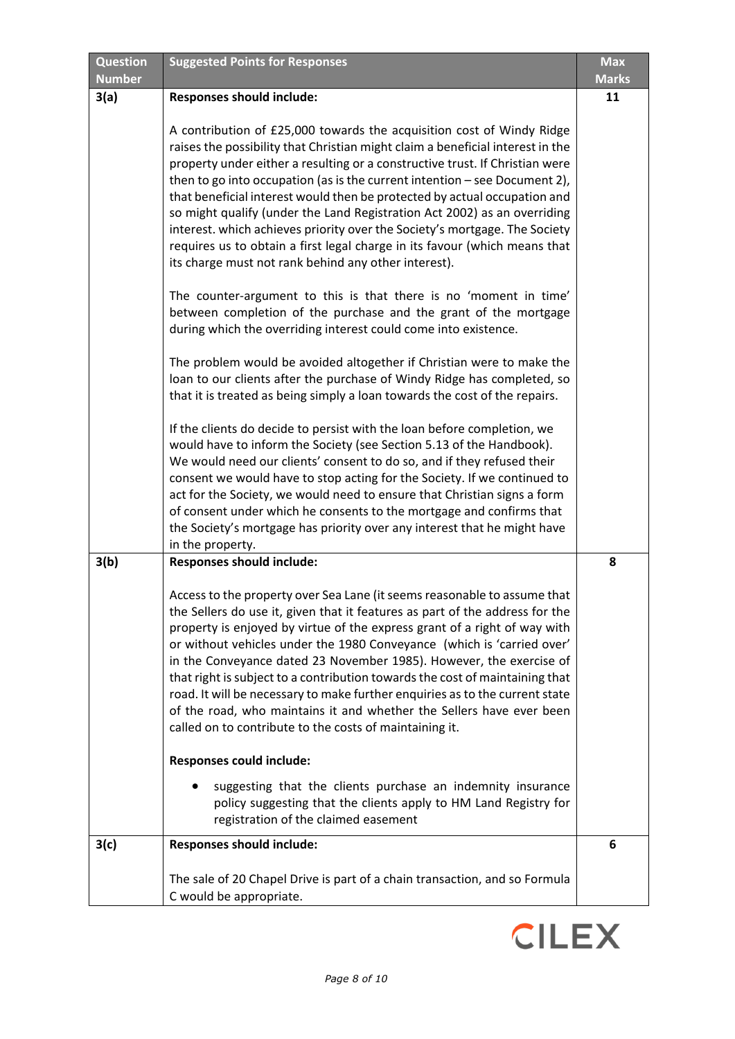| Question Number | Suggested Points for Responses | Max Marks |
|---|---|---|
| 3(a) | **Responses should include:**<br><br>A contribution of £25,000 towards the acquisition cost of Windy Ridge raises the possibility that Christian might claim a beneficial interest in the property under either a resulting or a constructive trust. If Christian were then to go into occupation (as is the current intention – see Document 2), that beneficial interest would then be protected by actual occupation and so might qualify (under the Land Registration Act 2002) as an overriding interest. which achieves priority over the Society's mortgage. The Society requires us to obtain a first legal charge in its favour (which means that its charge must not rank behind any other interest).<br><br>The counter-argument to this is that there is no 'moment in time' between completion of the purchase and the grant of the mortgage during which the overriding interest could come into existence.<br><br>The problem would be avoided altogether if Christian were to make the loan to our clients after the purchase of Windy Ridge has completed, so that it is treated as being simply a loan towards the cost of the repairs.<br><br>If the clients do decide to persist with the loan before completion, we would have to inform the Society (see Section 5.13 of the Handbook). We would need our clients' consent to do so, and if they refused their consent we would have to stop acting for the Society. If we continued to act for the Society, we would need to ensure that Christian signs a form of consent under which he consents to the mortgage and confirms that the Society's mortgage has priority over any interest that he might have in the property. | 11 |
| 3(b) | **Responses should include:**<br><br>Access to the property over Sea Lane (it seems reasonable to assume that the Sellers do use it, given that it features as part of the address for the property is enjoyed by virtue of the express grant of a right of way with or without vehicles under the 1980 Conveyance (which is 'carried over' in the Conveyance dated 23 November 1985). However, the exercise of that right is subject to a contribution towards the cost of maintaining that road. It will be necessary to make further enquiries as to the current state of the road, who maintains it and whether the Sellers have ever been called on to contribute to the costs of maintaining it.<br><br>**Responses could include:**<br><br>• suggesting that the clients purchase an indemnity insurance policy suggesting that the clients apply to HM Land Registry for registration of the claimed easement | 8 |
| 3(c) | **Responses should include:**<br><br>The sale of 20 Chapel Drive is part of a chain transaction, and so Formula C would be appropriate. | 6 |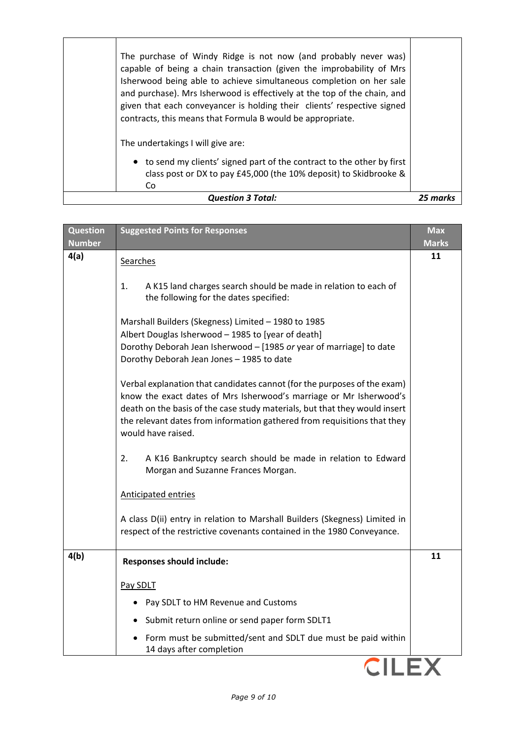| | | |
|---|---|---|
| | The purchase of Windy Ridge is not now (and probably never was) capable of being a chain transaction (given the improbability of Mrs Isherwood being able to achieve simultaneous completion on her sale and purchase). Mrs Isherwood is effectively at the top of the chain, and given that each conveyancer is holding their clients' respective signed contracts, this means that Formula B would be appropriate.<br><br>The undertakings I will give are:<br><br>• to send my clients' signed part of the contract to the other by first class post or DX to pay £45,000 (the 10% deposit) to Skidbrooke & Co | |
| | ***Question 3 Total:*** | ***25 marks*** |

| Question Number | Suggested Points for Responses | Max Marks |
|---|---|---|
| **4(a)** | <u>Searches</u><br><br>1. A K15 land charges search should be made in relation to each of the following for the dates specified:<br><br>Marshall Builders (Skegness) Limited – 1980 to 1985<br>Albert Douglas Isherwood – 1985 to [year of death]<br>Dorothy Deborah Jean Isherwood – [1985 *or* year of marriage] to date<br>Dorothy Deborah Jean Jones – 1985 to date<br><br>Verbal explanation that candidates cannot (for the purposes of the exam) know the exact dates of Mrs Isherwood's marriage or Mr Isherwood's death on the basis of the case study materials, but that they would insert the relevant dates from information gathered from requisitions that they would have raised.<br><br>2. A K16 Bankruptcy search should be made in relation to Edward Morgan and Suzanne Frances Morgan.<br><br><u>Anticipated entries</u><br><br>A class D(ii) entry in relation to Marshall Builders (Skegness) Limited in respect of the restrictive covenants contained in the 1980 Conveyance. | **11** |
| **4(b)** | **Responses should include:**<br><br><u>Pay SDLT</u><br><br>• Pay SDLT to HM Revenue and Customs<br>• Submit return online or send paper form SDLT1<br>• Form must be submitted/sent and SDLT due must be paid within 14 days after completion | **11** |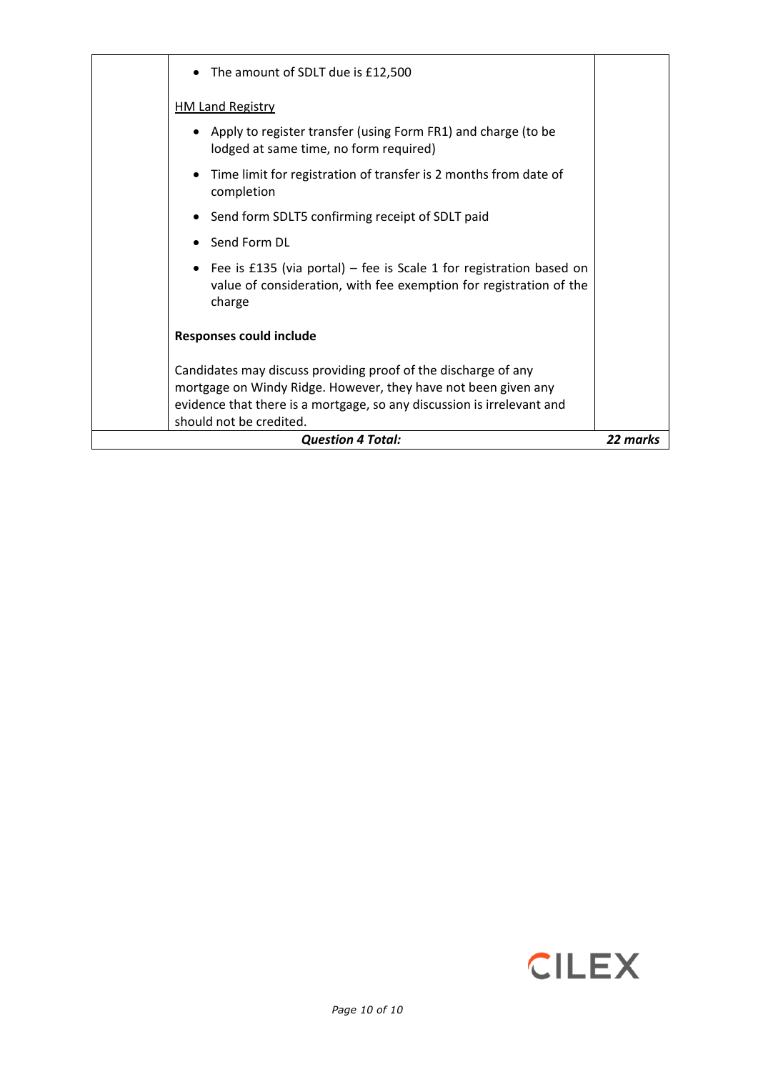| | | |
|---|---|---|
| | • The amount of SDLT due is £12,500<br><br><u>HM Land Registry</u><br><br>• Apply to register transfer (using Form FR1) and charge (to be lodged at same time, no form required)<br>• Time limit for registration of transfer is 2 months from date of completion<br>• Send form SDLT5 confirming receipt of SDLT paid<br>• Send Form DL<br>• Fee is £135 (via portal) – fee is Scale 1 for registration based on value of consideration, with fee exemption for registration of the charge<br><br>**Responses could include**<br><br>Candidates may discuss providing proof of the discharge of any mortgage on Windy Ridge. However, they have not been given any evidence that there is a mortgage, so any discussion is irrelevant and should not be credited. | |
| | ***Question 4 Total:*** | ***22 marks*** |